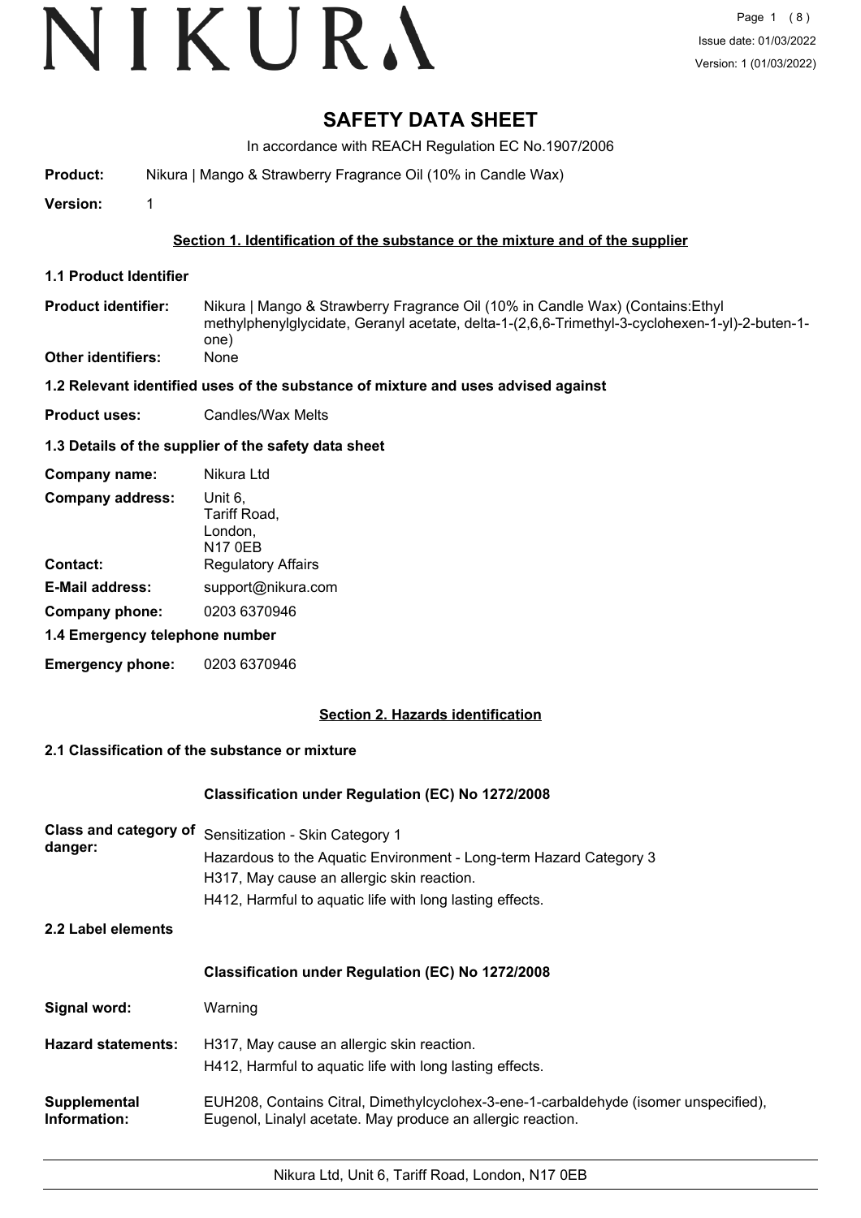# SAFETY DATA SHEET

In accordance with REACH Regulation EC No.1907/2006

**Product:** Nikura | Mango & Strawberry Fragrance Oil (10% in Candle Wax)

**Version:** 1

## Section 1. Identification of the substance or the mixture and of the supplier

### 1.1 Product Identifier

**Product identifier:** Nikura | Mango & Strawberry Fragrance Oil (10% in Candle Wax) (Contains:Ethyl methylphenylglycidate, Geranyl acetate, delta-1-(2,6,6-Trimethyl-3-cyclohexen-1-yl)-2-buten-1-one)

**Other identifiers:** None

### 1.2 Relevant identified uses of the substance of mixture and uses advised against

**Product uses:** Candles/Wax Melts

### 1.3 Details of the supplier of the safety data sheet

**Company name:** Nikura Ltd

**Company address:** Unit 6, Tariff Road, London, N17 0EB

**Contact:** Regulatory Affairs

**E-Mail address:** support@nikura.com

**Company phone:** 0203 6370946

### 1.4 Emergency telephone number

**Emergency phone:** 0203 6370946

## Section 2. Hazards identification

### 2.1 Classification of the substance or mixture

**Classification under Regulation (EC) No 1272/2008**

**Class and category of danger:**
Sensitization - Skin Category 1
Hazardous to the Aquatic Environment - Long-term Hazard Category 3
H317, May cause an allergic skin reaction.
H412, Harmful to aquatic life with long lasting effects.

### 2.2 Label elements

**Classification under Regulation (EC) No 1272/2008**

**Signal word:** Warning

**Hazard statements:**
H317, May cause an allergic skin reaction.
H412, Harmful to aquatic life with long lasting effects.

**Supplemental Information:** EUH208, Contains Citral, Dimethylcyclohex-3-ene-1-carbaldehyde (isomer unspecified), Eugenol, Linalyl acetate. May produce an allergic reaction.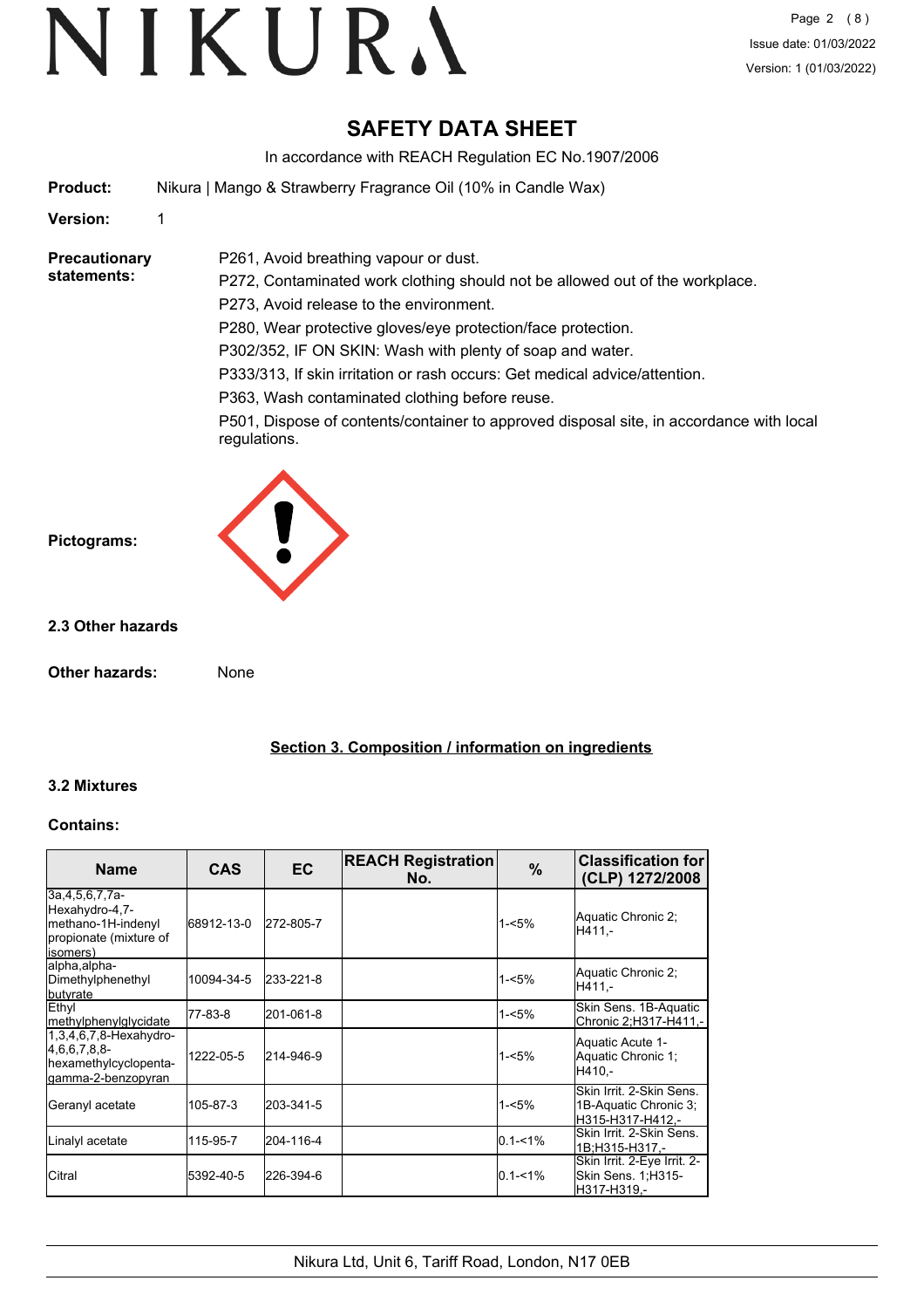# SAFETY DATA SHEET

In accordance with REACH Regulation EC No.1907/2006

**Product:** Nikura | Mango & Strawberry Fragrance Oil (10% in Candle Wax)

**Version:** 1

**Precautionary statements:**

P261, Avoid breathing vapour or dust.

P272, Contaminated work clothing should not be allowed out of the workplace.

P273, Avoid release to the environment.

P280, Wear protective gloves/eye protection/face protection.

P302/352, IF ON SKIN: Wash with plenty of soap and water.

P333/313, If skin irritation or rash occurs: Get medical advice/attention.

P363, Wash contaminated clothing before reuse.

P501, Dispose of contents/container to approved disposal site, in accordance with local regulations.

**Pictograms:**

### 2.3 Other hazards

**Other hazards:** None

## Section 3. Composition / information on ingredients

### 3.2 Mixtures

**Contains:**

| Name | CAS | EC | REACH Registration No. | % | Classification for (CLP) 1272/2008 |
|---|---|---|---|---|---|
| 3a,4,5,6,7,7a-Hexahydro-4,7-methano-1H-indenyl propionate (mixture of isomers) | 68912-13-0 | 272-805-7 | | 1-<5% | Aquatic Chronic 2;H411,- |
| alpha,alpha-Dimethylphenethyl butyrate | 10094-34-5 | 233-221-8 | | 1-<5% | Aquatic Chronic 2;H411,- |
| Ethyl methylphenylglycidate | 77-83-8 | 201-061-8 | | 1-<5% | Skin Sens. 1B-Aquatic Chronic 2;H317-H411,- |
| 1,3,4,6,7,8-Hexahydro-4,6,6,7,8,8-hexamethylcyclopenta-gamma-2-benzopyran | 1222-05-5 | 214-946-9 | | 1-<5% | Aquatic Acute 1-Aquatic Chronic 1;H410,- |
| Geranyl acetate | 105-87-3 | 203-341-5 | | 1-<5% | Skin Irrit. 2-Skin Sens. 1B-Aquatic Chronic 3;H315-H317-H412,- |
| Linalyl acetate | 115-95-7 | 204-116-4 | | 0.1-<1% | Skin Irrit. 2-Skin Sens. 1B;H315-H317,- |
| Citral | 5392-40-5 | 226-394-6 | | 0.1-<1% | Skin Irrit. 2-Eye Irrit. 2-Skin Sens. 1;H315-H317-H319,- |

Nikura Ltd, Unit 6, Tariff Road, London, N17 0EB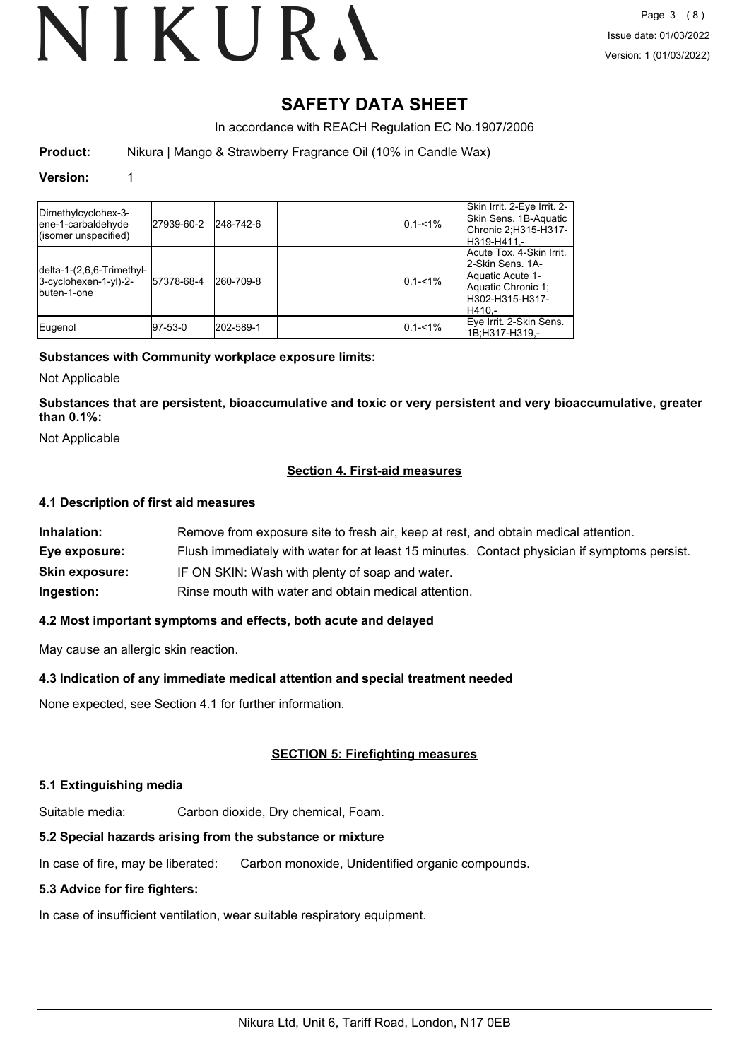# SAFETY DATA SHEET

In accordance with REACH Regulation EC No.1907/2006

**Product:** Nikura | Mango & Strawberry Fragrance Oil (10% in Candle Wax)

**Version:** 1

| | | | | | |
|---|---|---|---|---|---|
| Dimethylcyclohex-3-ene-1-carbaldehyde (isomer unspecified) | 27939-60-2 | 248-742-6 | | 0.1-<1% | Skin Irrit. 2-Eye Irrit. 2-Skin Sens. 1B-Aquatic Chronic 2;H315-H317-H319-H411,- |
| delta-1-(2,6,6-Trimethyl-3-cyclohexen-1-yl)-2-buten-1-one | 57378-68-4 | 260-709-8 | | 0.1-<1% | Acute Tox. 4-Skin Irrit. 2-Skin Sens. 1A-Aquatic Acute 1-Aquatic Chronic 1; H302-H315-H317-H410,- |
| Eugenol | 97-53-0 | 202-589-1 | | 0.1-<1% | Eye Irrit. 2-Skin Sens. 1B;H317-H319,- |

**Substances with Community workplace exposure limits:**

Not Applicable

**Substances that are persistent, bioaccumulative and toxic or very persistent and very bioaccumulative, greater than 0.1%:**

Not Applicable

## Section 4. First-aid measures

### 4.1 Description of first aid measures

**Inhalation:** Remove from exposure site to fresh air, keep at rest, and obtain medical attention.

**Eye exposure:** Flush immediately with water for at least 15 minutes. Contact physician if symptoms persist.

**Skin exposure:** IF ON SKIN: Wash with plenty of soap and water.

**Ingestion:** Rinse mouth with water and obtain medical attention.

### 4.2 Most important symptoms and effects, both acute and delayed

May cause an allergic skin reaction.

### 4.3 Indication of any immediate medical attention and special treatment needed

None expected, see Section 4.1 for further information.

## SECTION 5: Firefighting measures

### 5.1 Extinguishing media

Suitable media: Carbon dioxide, Dry chemical, Foam.

### 5.2 Special hazards arising from the substance or mixture

In case of fire, may be liberated: Carbon monoxide, Unidentified organic compounds.

### 5.3 Advice for fire fighters:

In case of insufficient ventilation, wear suitable respiratory equipment.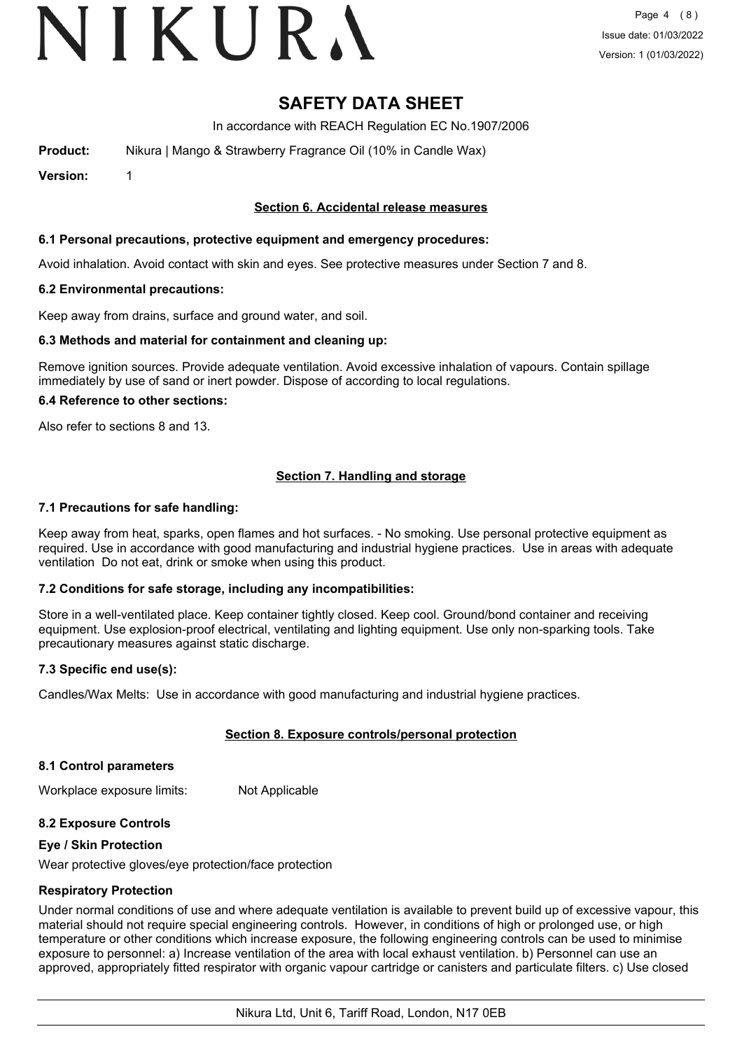# SAFETY DATA SHEET

In accordance with REACH Regulation EC No.1907/2006

**Product:** Nikura | Mango & Strawberry Fragrance Oil (10% in Candle Wax)

**Version:** 1

## Section 6. Accidental release measures

### 6.1 Personal precautions, protective equipment and emergency procedures:

Avoid inhalation. Avoid contact with skin and eyes. See protective measures under Section 7 and 8.

### 6.2 Environmental precautions:

Keep away from drains, surface and ground water, and soil.

### 6.3 Methods and material for containment and cleaning up:

Remove ignition sources. Provide adequate ventilation. Avoid excessive inhalation of vapours. Contain spillage immediately by use of sand or inert powder. Dispose of according to local regulations.

### 6.4 Reference to other sections:

Also refer to sections 8 and 13.

## Section 7. Handling and storage

### 7.1 Precautions for safe handling:

Keep away from heat, sparks, open flames and hot surfaces. - No smoking. Use personal protective equipment as required. Use in accordance with good manufacturing and industrial hygiene practices. Use in areas with adequate ventilation Do not eat, drink or smoke when using this product.

### 7.2 Conditions for safe storage, including any incompatibilities:

Store in a well-ventilated place. Keep container tightly closed. Keep cool. Ground/bond container and receiving equipment. Use explosion-proof electrical, ventilating and lighting equipment. Use only non-sparking tools. Take precautionary measures against static discharge.

### 7.3 Specific end use(s):

Candles/Wax Melts: Use in accordance with good manufacturing and industrial hygiene practices.

## Section 8. Exposure controls/personal protection

### 8.1 Control parameters

Workplace exposure limits: Not Applicable

### 8.2 Exposure Controls

#### Eye / Skin Protection

Wear protective gloves/eye protection/face protection

#### Respiratory Protection

Under normal conditions of use and where adequate ventilation is available to prevent build up of excessive vapour, this material should not require special engineering controls. However, in conditions of high or prolonged use, or high temperature or other conditions which increase exposure, the following engineering controls can be used to minimise exposure to personnel: a) Increase ventilation of the area with local exhaust ventilation. b) Personnel can use an approved, appropriately fitted respirator with organic vapour cartridge or canisters and particulate filters. c) Use closed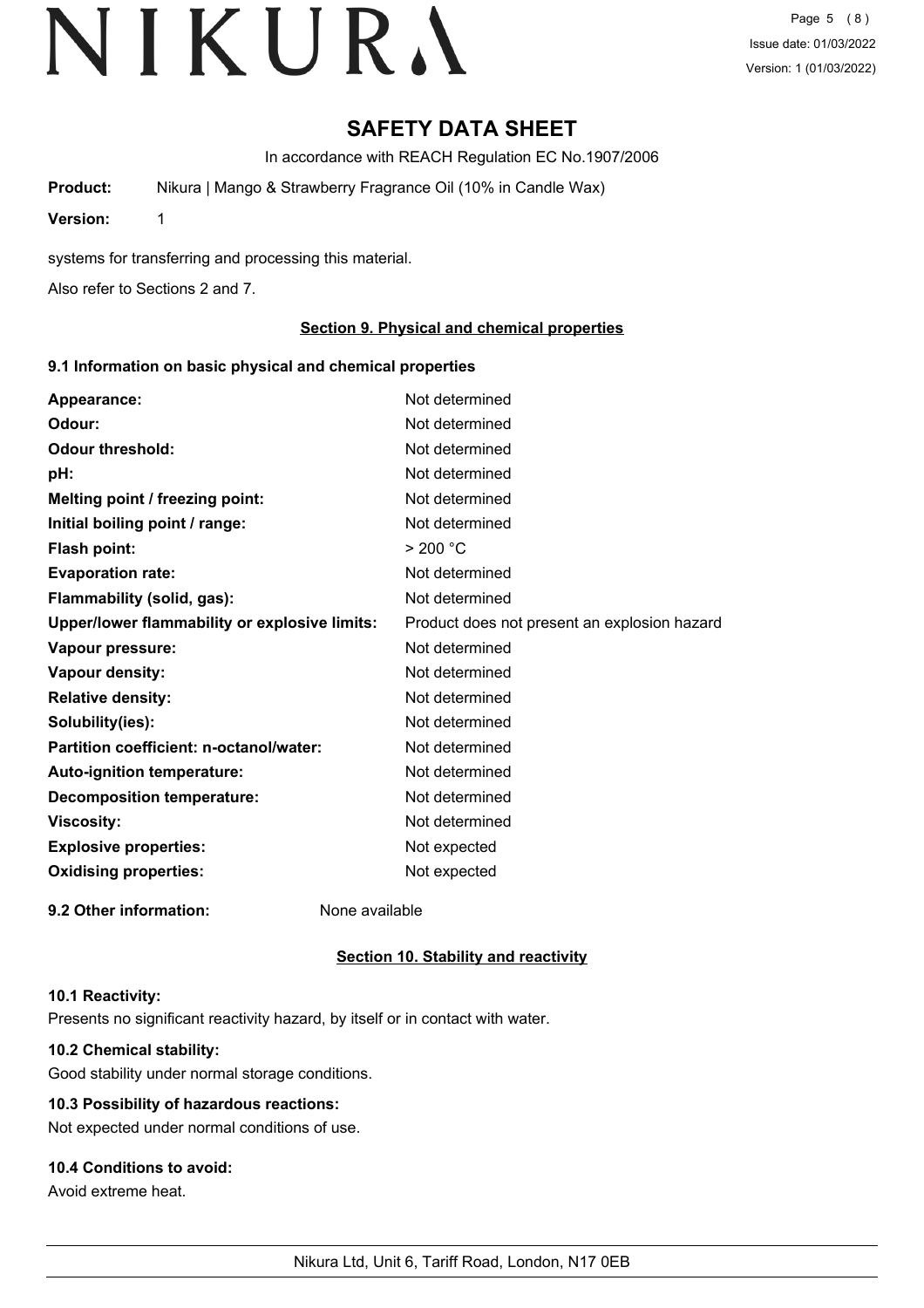# SAFETY DATA SHEET

In accordance with REACH Regulation EC No.1907/2006

**Product:** Nikura | Mango & Strawberry Fragrance Oil (10% in Candle Wax)

**Version:** 1

systems for transferring and processing this material.

Also refer to Sections 2 and 7.

## Section 9. Physical and chemical properties

### 9.1 Information on basic physical and chemical properties

| | |
|---|---|
| **Appearance:** | Not determined |
| **Odour:** | Not determined |
| **Odour threshold:** | Not determined |
| **pH:** | Not determined |
| **Melting point / freezing point:** | Not determined |
| **Initial boiling point / range:** | Not determined |
| **Flash point:** | > 200 °C |
| **Evaporation rate:** | Not determined |
| **Flammability (solid, gas):** | Not determined |
| **Upper/lower flammability or explosive limits:** | Product does not present an explosion hazard |
| **Vapour pressure:** | Not determined |
| **Vapour density:** | Not determined |
| **Relative density:** | Not determined |
| **Solubility(ies):** | Not determined |
| **Partition coefficient: n-octanol/water:** | Not determined |
| **Auto-ignition temperature:** | Not determined |
| **Decomposition temperature:** | Not determined |
| **Viscosity:** | Not determined |
| **Explosive properties:** | Not expected |
| **Oxidising properties:** | Not expected |

**9.2 Other information:** None available

## Section 10. Stability and reactivity

### 10.1 Reactivity:

Presents no significant reactivity hazard, by itself or in contact with water.

### 10.2 Chemical stability:

Good stability under normal storage conditions.

### 10.3 Possibility of hazardous reactions:

Not expected under normal conditions of use.

### 10.4 Conditions to avoid:

Avoid extreme heat.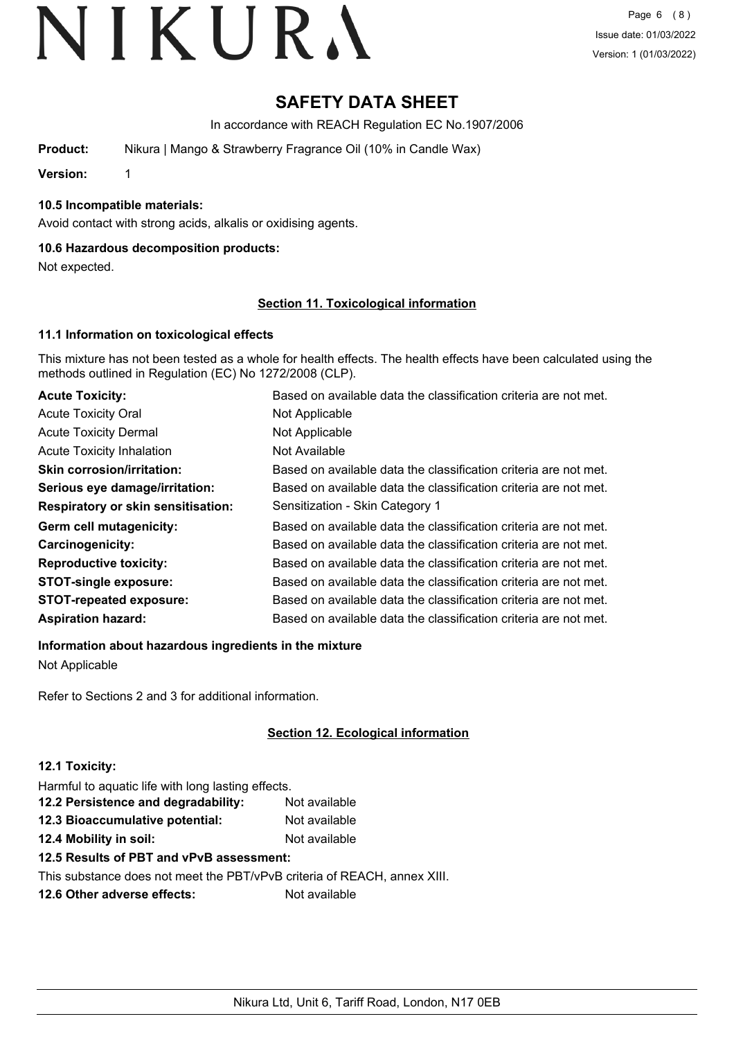# SAFETY DATA SHEET

In accordance with REACH Regulation EC No.1907/2006

**Product:** Nikura | Mango & Strawberry Fragrance Oil (10% in Candle Wax)

**Version:** 1

**10.5 Incompatible materials:**

Avoid contact with strong acids, alkalis or oxidising agents.

**10.6 Hazardous decomposition products:**

Not expected.

## Section 11. Toxicological information

**11.1 Information on toxicological effects**

This mixture has not been tested as a whole for health effects. The health effects have been calculated using the methods outlined in Regulation (EC) No 1272/2008 (CLP).

| | |
|---|---|
| **Acute Toxicity:** | Based on available data the classification criteria are not met. |
| Acute Toxicity Oral | Not Applicable |
| Acute Toxicity Dermal | Not Applicable |
| Acute Toxicity Inhalation | Not Available |
| **Skin corrosion/irritation:** | Based on available data the classification criteria are not met. |
| **Serious eye damage/irritation:** | Based on available data the classification criteria are not met. |
| **Respiratory or skin sensitisation:** | Sensitization - Skin Category 1 |
| **Germ cell mutagenicity:** | Based on available data the classification criteria are not met. |
| **Carcinogenicity:** | Based on available data the classification criteria are not met. |
| **Reproductive toxicity:** | Based on available data the classification criteria are not met. |
| **STOT-single exposure:** | Based on available data the classification criteria are not met. |
| **STOT-repeated exposure:** | Based on available data the classification criteria are not met. |
| **Aspiration hazard:** | Based on available data the classification criteria are not met. |

**Information about hazardous ingredients in the mixture**

Not Applicable

Refer to Sections 2 and 3 for additional information.

## Section 12. Ecological information

**12.1 Toxicity:**

Harmful to aquatic life with long lasting effects.

**12.2 Persistence and degradability:** Not available

**12.3 Bioaccumulative potential:** Not available

**12.4 Mobility in soil:** Not available

**12.5 Results of PBT and vPvB assessment:**

This substance does not meet the PBT/vPvB criteria of REACH, annex XIII.

**12.6 Other adverse effects:** Not available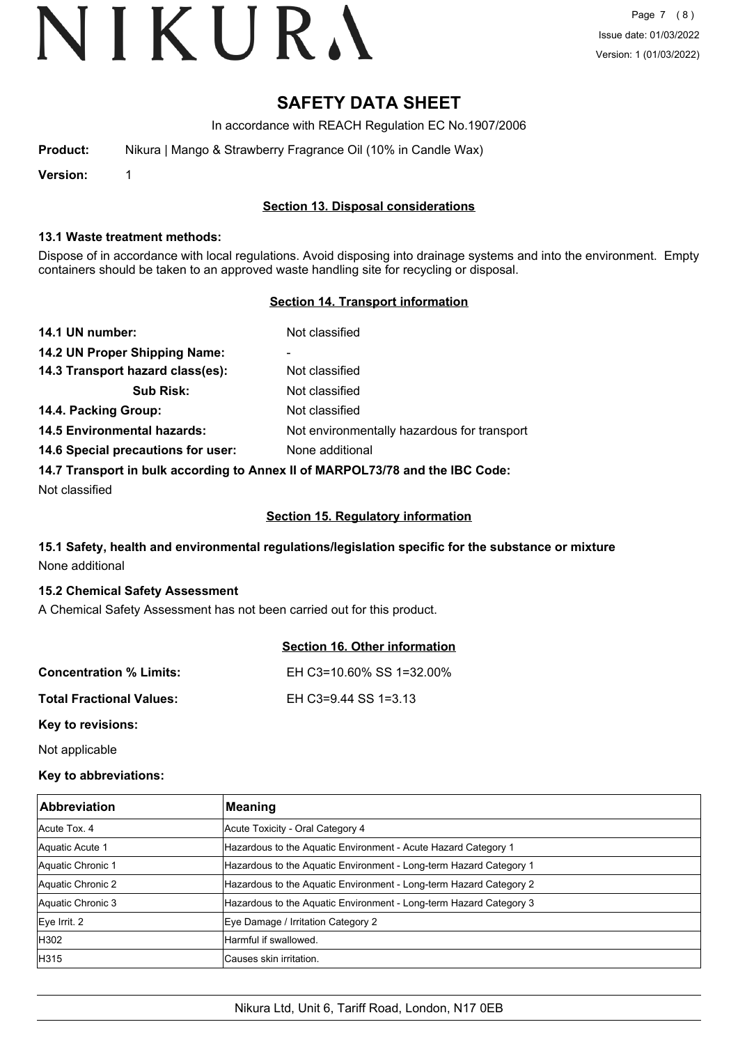# SAFETY DATA SHEET

In accordance with REACH Regulation EC No.1907/2006

**Product:** Nikura | Mango & Strawberry Fragrance Oil (10% in Candle Wax)

**Version:** 1

## Section 13. Disposal considerations

### 13.1 Waste treatment methods:

Dispose of in accordance with local regulations. Avoid disposing into drainage systems and into the environment. Empty containers should be taken to an approved waste handling site for recycling or disposal.

## Section 14. Transport information

**14.1 UN number:** Not classified

**14.2 UN Proper Shipping Name:** -

**14.3 Transport hazard class(es):** Not classified

**Sub Risk:** Not classified

**14.4. Packing Group:** Not classified

**14.5 Environmental hazards:** Not environmentally hazardous for transport

**14.6 Special precautions for user:** None additional

**14.7 Transport in bulk according to Annex II of MARPOL73/78 and the IBC Code:**

Not classified

## Section 15. Regulatory information

### 15.1 Safety, health and environmental regulations/legislation specific for the substance or mixture

None additional

### 15.2 Chemical Safety Assessment

A Chemical Safety Assessment has not been carried out for this product.

## Section 16. Other information

**Concentration % Limits:** EH C3=10.60% SS 1=32.00%

**Total Fractional Values:** EH C3=9.44 SS 1=3.13

**Key to revisions:**

Not applicable

**Key to abbreviations:**

| Abbreviation | Meaning |
|---|---|
| Acute Tox. 4 | Acute Toxicity - Oral Category 4 |
| Aquatic Acute 1 | Hazardous to the Aquatic Environment - Acute Hazard Category 1 |
| Aquatic Chronic 1 | Hazardous to the Aquatic Environment - Long-term Hazard Category 1 |
| Aquatic Chronic 2 | Hazardous to the Aquatic Environment - Long-term Hazard Category 2 |
| Aquatic Chronic 3 | Hazardous to the Aquatic Environment - Long-term Hazard Category 3 |
| Eye Irrit. 2 | Eye Damage / Irritation Category 2 |
| H302 | Harmful if swallowed. |
| H315 | Causes skin irritation. |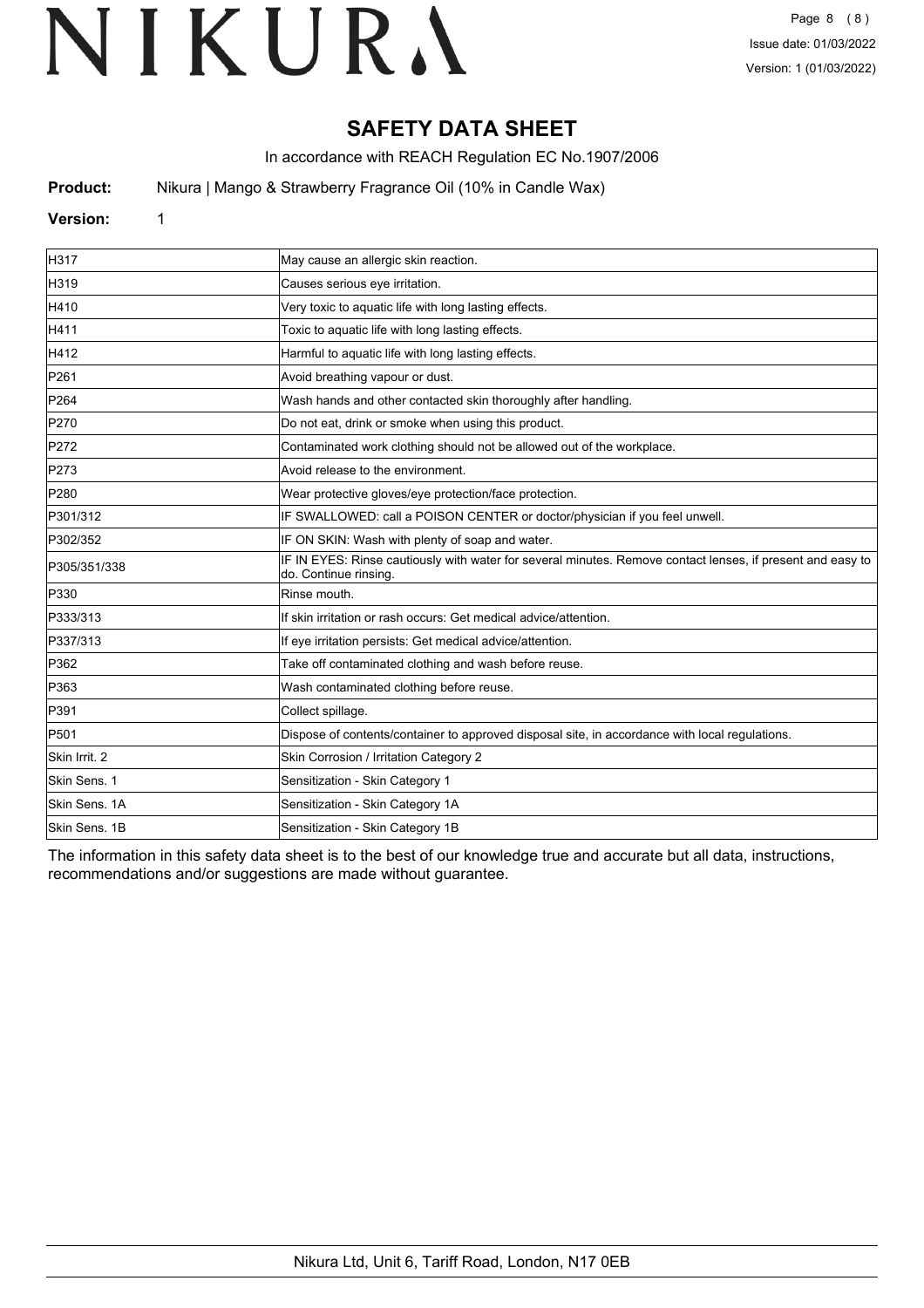# SAFETY DATA SHEET

In accordance with REACH Regulation EC No.1907/2006

**Product:** Nikura | Mango & Strawberry Fragrance Oil (10% in Candle Wax)

**Version:** 1

| | |
|---|---|
| H317 | May cause an allergic skin reaction. |
| H319 | Causes serious eye irritation. |
| H410 | Very toxic to aquatic life with long lasting effects. |
| H411 | Toxic to aquatic life with long lasting effects. |
| H412 | Harmful to aquatic life with long lasting effects. |
| P261 | Avoid breathing vapour or dust. |
| P264 | Wash hands and other contacted skin thoroughly after handling. |
| P270 | Do not eat, drink or smoke when using this product. |
| P272 | Contaminated work clothing should not be allowed out of the workplace. |
| P273 | Avoid release to the environment. |
| P280 | Wear protective gloves/eye protection/face protection. |
| P301/312 | IF SWALLOWED: call a POISON CENTER or doctor/physician if you feel unwell. |
| P302/352 | IF ON SKIN: Wash with plenty of soap and water. |
| P305/351/338 | IF IN EYES: Rinse cautiously with water for several minutes. Remove contact lenses, if present and easy to do. Continue rinsing. |
| P330 | Rinse mouth. |
| P333/313 | If skin irritation or rash occurs: Get medical advice/attention. |
| P337/313 | If eye irritation persists: Get medical advice/attention. |
| P362 | Take off contaminated clothing and wash before reuse. |
| P363 | Wash contaminated clothing before reuse. |
| P391 | Collect spillage. |
| P501 | Dispose of contents/container to approved disposal site, in accordance with local regulations. |
| Skin Irrit. 2 | Skin Corrosion / Irritation Category 2 |
| Skin Sens. 1 | Sensitization - Skin Category 1 |
| Skin Sens. 1A | Sensitization - Skin Category 1A |
| Skin Sens. 1B | Sensitization - Skin Category 1B |

The information in this safety data sheet is to the best of our knowledge true and accurate but all data, instructions, recommendations and/or suggestions are made without guarantee.